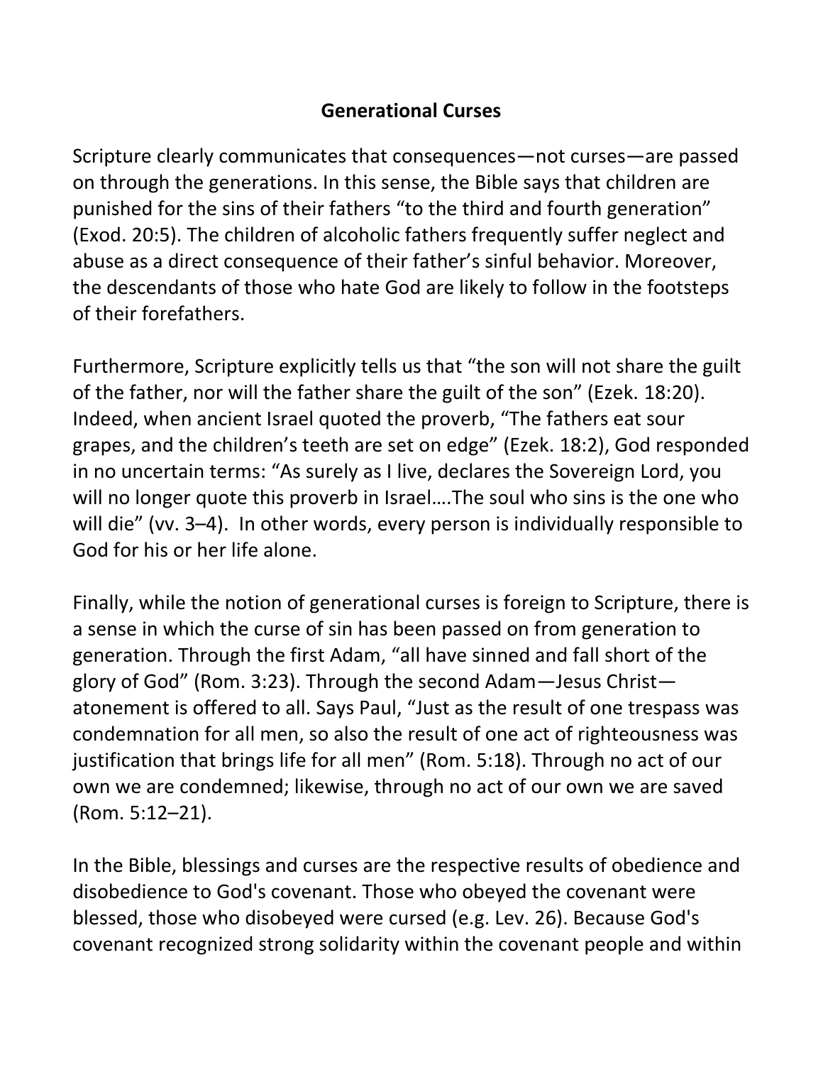# Generational Curses

Scripture clearly communicates that consequences—not curses—are passed on through the generations. In this sense, the Bible says that children are punished for the sins of their fathers "to the third and fourth generation" (Exod. 20:5). The children of alcoholic fathers frequently suffer neglect and abuse as a direct consequence of their father's sinful behavior. Moreover, the descendants of those who hate God are likely to follow in the footsteps of their forefathers.

Furthermore, Scripture explicitly tells us that "the son will not share the guilt of the father, nor will the father share the guilt of the son" (Ezek. 18:20). Indeed, when ancient Israel quoted the proverb, "The fathers eat sour grapes, and the children's teeth are set on edge" (Ezek. 18:2), God responded in no uncertain terms: "As surely as I live, declares the Sovereign Lord, you will no longer quote this proverb in Israel….The soul who sins is the one who will die" (vv. 3–4). In other words, every person is individually responsible to God for his or her life alone.

Finally, while the notion of generational curses is foreign to Scripture, there is a sense in which the curse of sin has been passed on from generation to generation. Through the first Adam, "all have sinned and fall short of the glory of God" (Rom. 3:23). Through the second Adam—Jesus Christ—atonement is offered to all. Says Paul, "Just as the result of one trespass was condemnation for all men, so also the result of one act of righteousness was justification that brings life for all men" (Rom. 5:18). Through no act of our own we are condemned; likewise, through no act of our own we are saved (Rom. 5:12–21).

In the Bible, blessings and curses are the respective results of obedience and disobedience to God's covenant. Those who obeyed the covenant were blessed, those who disobeyed were cursed (e.g. Lev. 26). Because God's covenant recognized strong solidarity within the covenant people and within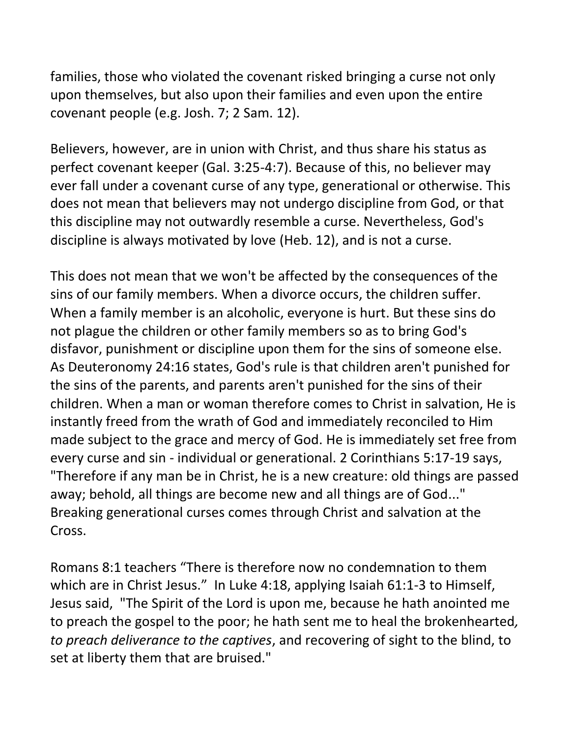families, those who violated the covenant risked bringing a curse not only upon themselves, but also upon their families and even upon the entire covenant people (e.g. Josh. 7; 2 Sam. 12).

Believers, however, are in union with Christ, and thus share his status as perfect covenant keeper (Gal. 3:25-4:7). Because of this, no believer may ever fall under a covenant curse of any type, generational or otherwise. This does not mean that believers may not undergo discipline from God, or that this discipline may not outwardly resemble a curse. Nevertheless, God's discipline is always motivated by love (Heb. 12), and is not a curse.

This does not mean that we won't be affected by the consequences of the sins of our family members. When a divorce occurs, the children suffer. When a family member is an alcoholic, everyone is hurt. But these sins do not plague the children or other family members so as to bring God's disfavor, punishment or discipline upon them for the sins of someone else. As Deuteronomy 24:16 states, God's rule is that children aren't punished for the sins of the parents, and parents aren't punished for the sins of their children. When a man or woman therefore comes to Christ in salvation, He is instantly freed from the wrath of God and immediately reconciled to Him made subject to the grace and mercy of God. He is immediately set free from every curse and sin - individual or generational. 2 Corinthians 5:17-19 says, "Therefore if any man be in Christ, he is a new creature: old things are passed away; behold, all things are become new and all things are of God..." Breaking generational curses comes through Christ and salvation at the Cross.

Romans 8:1 teachers "There is therefore now no condemnation to them which are in Christ Jesus." In Luke 4:18, applying Isaiah 61:1-3 to Himself, Jesus said, "The Spirit of the Lord is upon me, because he hath anointed me to preach the gospel to the poor; he hath sent me to heal the brokenhearted*, to preach deliverance to the captives*, and recovering of sight to the blind, to set at liberty them that are bruised."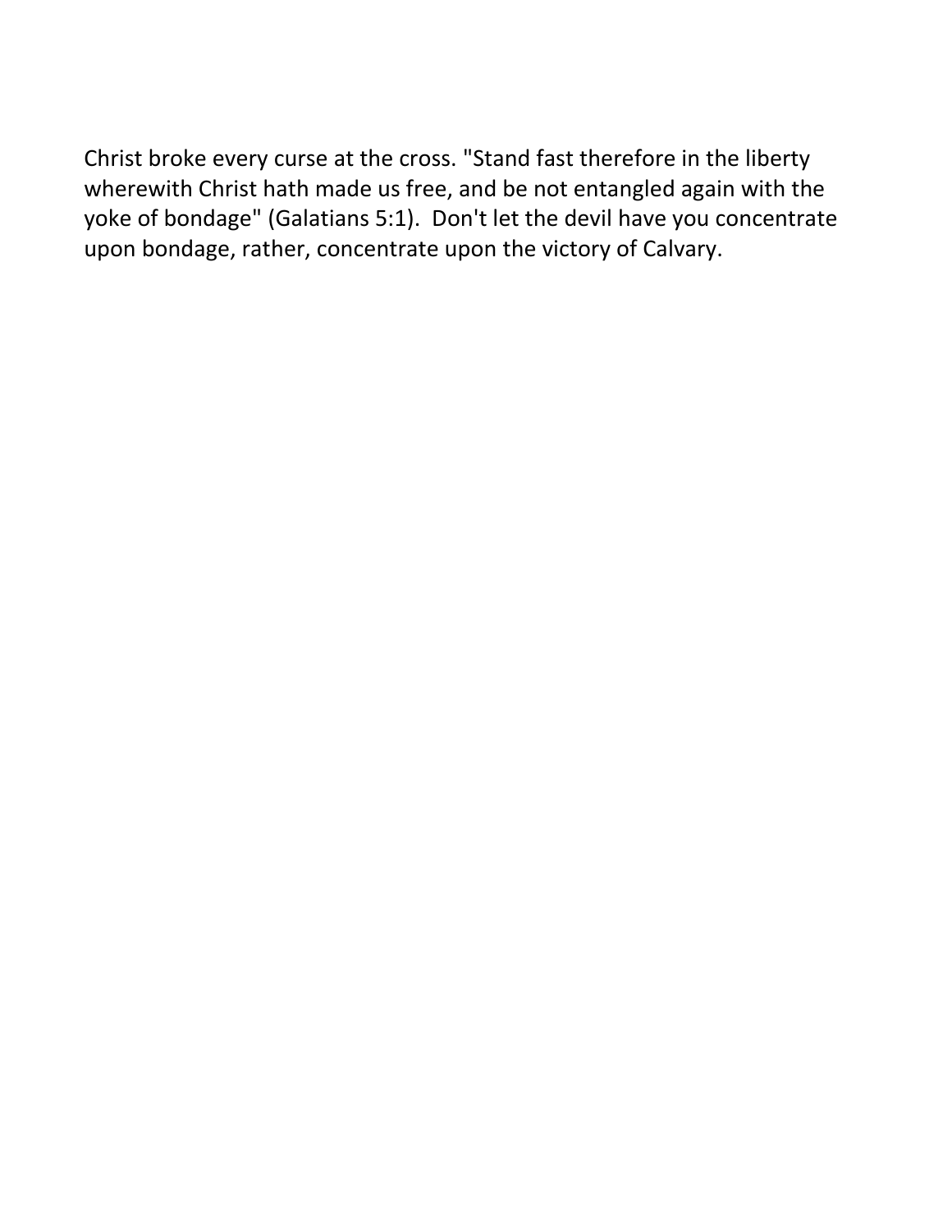Christ broke every curse at the cross. "Stand fast therefore in the liberty wherewith Christ hath made us free, and be not entangled again with the yoke of bondage" (Galatians 5:1). Don't let the devil have you concentrate upon bondage, rather, concentrate upon the victory of Calvary.